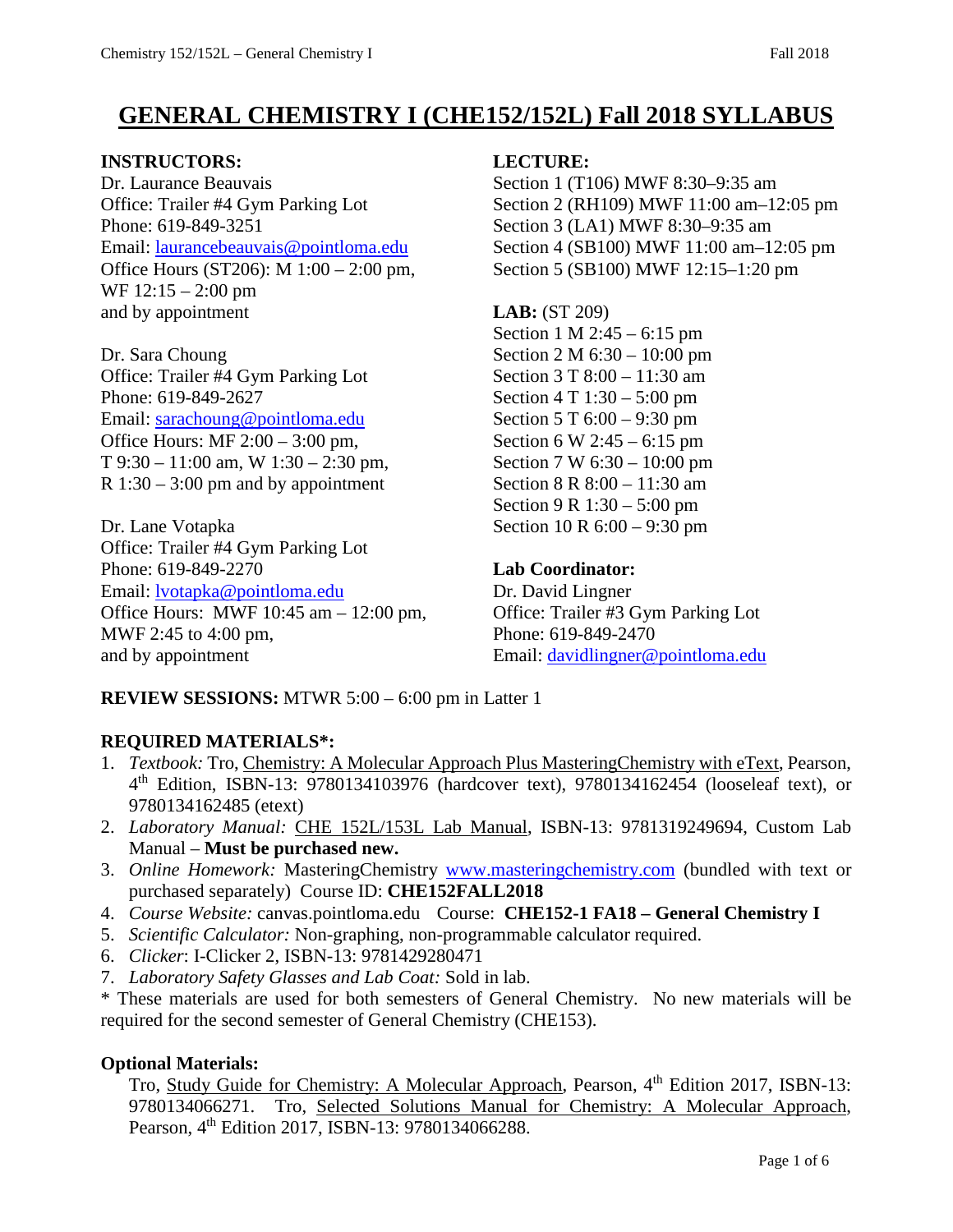# GENERAL CHEMISTRY I (CHE152/152L) Fall 2018 SYLLABUS

**INSTRUCTORS:**

Dr. Laurance Beauvais
Office: Trailer #4 Gym Parking Lot
Phone: 619-849-3251
Email: laurancebeauvais@pointloma.edu
Office Hours (ST206): M 1:00 – 2:00 pm,
WF 12:15 – 2:00 pm
and by appointment

Dr. Sara Choung
Office: Trailer #4 Gym Parking Lot
Phone: 619-849-2627
Email: sarachoung@pointloma.edu
Office Hours: MF 2:00 – 3:00 pm,
T 9:30 – 11:00 am, W 1:30 – 2:30 pm,
R 1:30 – 3:00 pm and by appointment

Dr. Lane Votapka
Office: Trailer #4 Gym Parking Lot
Phone: 619-849-2270
Email: lvotapka@pointloma.edu
Office Hours: MWF 10:45 am – 12:00 pm,
MWF 2:45 to 4:00 pm,
and by appointment

**LECTURE:**

Section 1 (T106) MWF 8:30–9:35 am
Section 2 (RH109) MWF 11:00 am–12:05 pm
Section 3 (LA1) MWF 8:30–9:35 am
Section 4 (SB100) MWF 11:00 am–12:05 pm
Section 5 (SB100) MWF 12:15–1:20 pm

**LAB:** (ST 209)

Section 1 M 2:45 – 6:15 pm
Section 2 M 6:30 – 10:00 pm
Section 3 T 8:00 – 11:30 am
Section 4 T 1:30 – 5:00 pm
Section 5 T 6:00 – 9:30 pm
Section 6 W 2:45 – 6:15 pm
Section 7 W 6:30 – 10:00 pm
Section 8 R 8:00 – 11:30 am
Section 9 R 1:30 – 5:00 pm
Section 10 R 6:00 – 9:30 pm

**Lab Coordinator:**

Dr. David Lingner
Office: Trailer #3 Gym Parking Lot
Phone: 619-849-2470
Email: davidlingner@pointloma.edu

**REVIEW SESSIONS:** MTWR 5:00 – 6:00 pm in Latter 1

**REQUIRED MATERIALS\*:**

1. *Textbook:* Tro, Chemistry: A Molecular Approach Plus MasteringChemistry with eText, Pearson, 4th Edition, ISBN-13: 9780134103976 (hardcover text), 9780134162454 (looseleaf text), or 9780134162485 (etext)
2. *Laboratory Manual:* CHE 152L/153L Lab Manual, ISBN-13: 9781319249694, Custom Lab Manual – **Must be purchased new.**
3. *Online Homework:* MasteringChemistry www.masteringchemistry.com (bundled with text or purchased separately) Course ID: **CHE152FALL2018**
4. *Course Website:* canvas.pointloma.edu Course: **CHE152-1 FA18 – General Chemistry I**
5. *Scientific Calculator:* Non-graphing, non-programmable calculator required.
6. *Clicker*: I-Clicker 2, ISBN-13: 9781429280471
7. *Laboratory Safety Glasses and Lab Coat:* Sold in lab.

\* These materials are used for both semesters of General Chemistry. No new materials will be required for the second semester of General Chemistry (CHE153).

**Optional Materials:**

Tro, Study Guide for Chemistry: A Molecular Approach, Pearson, 4th Edition 2017, ISBN-13: 9780134066271. Tro, Selected Solutions Manual for Chemistry: A Molecular Approach, Pearson, 4th Edition 2017, ISBN-13: 9780134066288.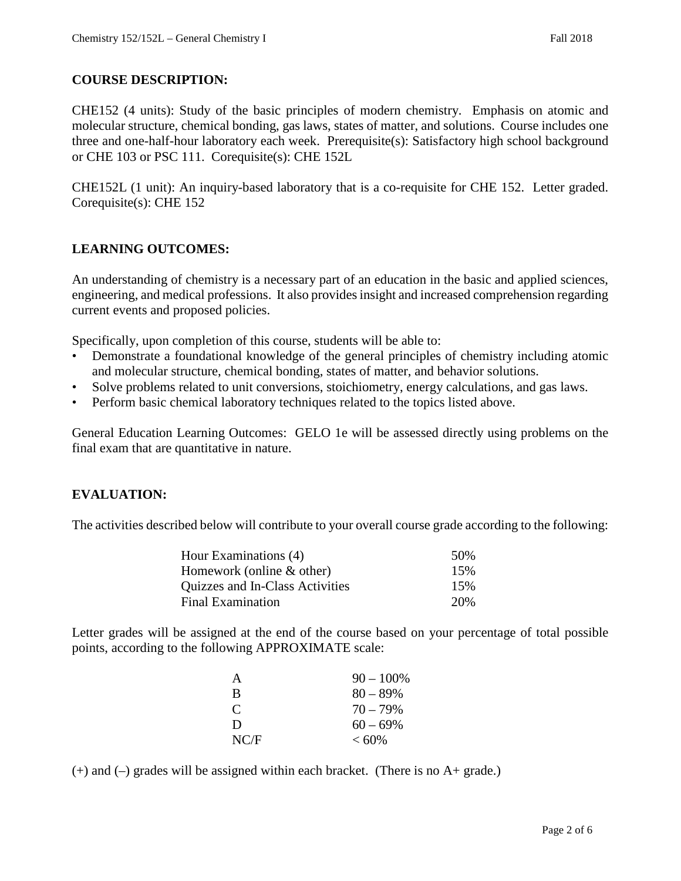## COURSE DESCRIPTION:

CHE152 (4 units): Study of the basic principles of modern chemistry. Emphasis on atomic and molecular structure, chemical bonding, gas laws, states of matter, and solutions. Course includes one three and one-half-hour laboratory each week. Prerequisite(s): Satisfactory high school background or CHE 103 or PSC 111. Corequisite(s): CHE 152L

CHE152L (1 unit): An inquiry-based laboratory that is a co-requisite for CHE 152. Letter graded. Corequisite(s): CHE 152

## LEARNING OUTCOMES:

An understanding of chemistry is a necessary part of an education in the basic and applied sciences, engineering, and medical professions. It also provides insight and increased comprehension regarding current events and proposed policies.

Specifically, upon completion of this course, students will be able to:

- Demonstrate a foundational knowledge of the general principles of chemistry including atomic and molecular structure, chemical bonding, states of matter, and behavior solutions.
- Solve problems related to unit conversions, stoichiometry, energy calculations, and gas laws.
- Perform basic chemical laboratory techniques related to the topics listed above.

General Education Learning Outcomes: GELO 1e will be assessed directly using problems on the final exam that are quantitative in nature.

## EVALUATION:

The activities described below will contribute to your overall course grade according to the following:

| Activity | Weight |
|---|---|
| Hour Examinations (4) | 50% |
| Homework (online & other) | 15% |
| Quizzes and In-Class Activities | 15% |
| Final Examination | 20% |

Letter grades will be assigned at the end of the course based on your percentage of total possible points, according to the following APPROXIMATE scale:

| Grade | Range |
|---|---|
| A | 90 – 100% |
| B | 80 – 89% |
| C | 70 – 79% |
| D | 60 – 69% |
| NC/F | < 60% |

(+) and (–) grades will be assigned within each bracket. (There is no A+ grade.)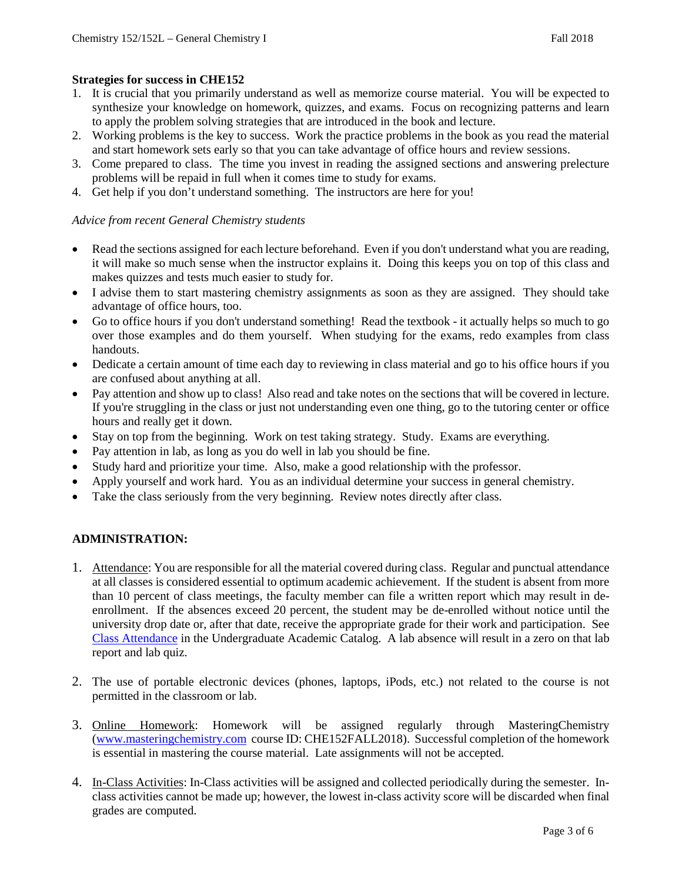**Strategies for success in CHE152**

1. It is crucial that you primarily understand as well as memorize course material. You will be expected to synthesize your knowledge on homework, quizzes, and exams. Focus on recognizing patterns and learn to apply the problem solving strategies that are introduced in the book and lecture.
2. Working problems is the key to success. Work the practice problems in the book as you read the material and start homework sets early so that you can take advantage of office hours and review sessions.
3. Come prepared to class. The time you invest in reading the assigned sections and answering prelecture problems will be repaid in full when it comes time to study for exams.
4. Get help if you don't understand something. The instructors are here for you!

*Advice from recent General Chemistry students*

- Read the sections assigned for each lecture beforehand. Even if you don't understand what you are reading, it will make so much sense when the instructor explains it. Doing this keeps you on top of this class and makes quizzes and tests much easier to study for.
- I advise them to start mastering chemistry assignments as soon as they are assigned. They should take advantage of office hours, too.
- Go to office hours if you don't understand something! Read the textbook - it actually helps so much to go over those examples and do them yourself. When studying for the exams, redo examples from class handouts.
- Dedicate a certain amount of time each day to reviewing in class material and go to his office hours if you are confused about anything at all.
- Pay attention and show up to class! Also read and take notes on the sections that will be covered in lecture. If you're struggling in the class or just not understanding even one thing, go to the tutoring center or office hours and really get it down.
- Stay on top from the beginning. Work on test taking strategy. Study. Exams are everything.
- Pay attention in lab, as long as you do well in lab you should be fine.
- Study hard and prioritize your time. Also, make a good relationship with the professor.
- Apply yourself and work hard. You as an individual determine your success in general chemistry.
- Take the class seriously from the very beginning. Review notes directly after class.

**ADMINISTRATION:**

1. Attendance: You are responsible for all the material covered during class. Regular and punctual attendance at all classes is considered essential to optimum academic achievement. If the student is absent from more than 10 percent of class meetings, the faculty member can file a written report which may result in de-enrollment. If the absences exceed 20 percent, the student may be de-enrolled without notice until the university drop date or, after that date, receive the appropriate grade for their work and participation. See Class Attendance in the Undergraduate Academic Catalog. A lab absence will result in a zero on that lab report and lab quiz.

2. The use of portable electronic devices (phones, laptops, iPods, etc.) not related to the course is not permitted in the classroom or lab.

3. Online Homework: Homework will be assigned regularly through MasteringChemistry (www.masteringchemistry.com course ID: CHE152FALL2018). Successful completion of the homework is essential in mastering the course material. Late assignments will not be accepted.

4. In-Class Activities: In-Class activities will be assigned and collected periodically during the semester. In-class activities cannot be made up; however, the lowest in-class activity score will be discarded when final grades are computed.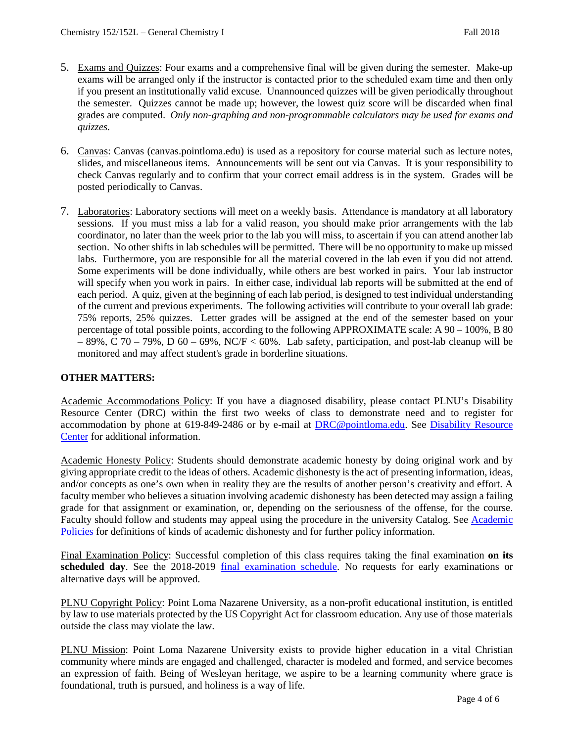5. Exams and Quizzes: Four exams and a comprehensive final will be given during the semester. Make-up exams will be arranged only if the instructor is contacted prior to the scheduled exam time and then only if you present an institutionally valid excuse. Unannounced quizzes will be given periodically throughout the semester. Quizzes cannot be made up; however, the lowest quiz score will be discarded when final grades are computed. *Only non-graphing and non-programmable calculators may be used for exams and quizzes.*

6. Canvas: Canvas (canvas.pointloma.edu) is used as a repository for course material such as lecture notes, slides, and miscellaneous items. Announcements will be sent out via Canvas. It is your responsibility to check Canvas regularly and to confirm that your correct email address is in the system. Grades will be posted periodically to Canvas.

7. Laboratories: Laboratory sections will meet on a weekly basis. Attendance is mandatory at all laboratory sessions. If you must miss a lab for a valid reason, you should make prior arrangements with the lab coordinator, no later than the week prior to the lab you will miss, to ascertain if you can attend another lab section. No other shifts in lab schedules will be permitted. There will be no opportunity to make up missed labs. Furthermore, you are responsible for all the material covered in the lab even if you did not attend. Some experiments will be done individually, while others are best worked in pairs. Your lab instructor will specify when you work in pairs. In either case, individual lab reports will be submitted at the end of each period. A quiz, given at the beginning of each lab period, is designed to test individual understanding of the current and previous experiments. The following activities will contribute to your overall lab grade: 75% reports, 25% quizzes. Letter grades will be assigned at the end of the semester based on your percentage of total possible points, according to the following APPROXIMATE scale: A 90 – 100%, B 80 – 89%, C 70 – 79%, D 60 – 69%, NC/F < 60%. Lab safety, participation, and post-lab cleanup will be monitored and may affect student's grade in borderline situations.

**OTHER MATTERS:**

Academic Accommodations Policy: If you have a diagnosed disability, please contact PLNU's Disability Resource Center (DRC) within the first two weeks of class to demonstrate need and to register for accommodation by phone at 619-849-2486 or by e-mail at DRC@pointloma.edu. See Disability Resource Center for additional information.

Academic Honesty Policy: Students should demonstrate academic honesty by doing original work and by giving appropriate credit to the ideas of others. Academic dishonesty is the act of presenting information, ideas, and/or concepts as one's own when in reality they are the results of another person's creativity and effort. A faculty member who believes a situation involving academic dishonesty has been detected may assign a failing grade for that assignment or examination, or, depending on the seriousness of the offense, for the course. Faculty should follow and students may appeal using the procedure in the university Catalog. See Academic Policies for definitions of kinds of academic dishonesty and for further policy information.

Final Examination Policy: Successful completion of this class requires taking the final examination **on its scheduled day**. See the 2018-2019 final examination schedule. No requests for early examinations or alternative days will be approved.

PLNU Copyright Policy: Point Loma Nazarene University, as a non-profit educational institution, is entitled by law to use materials protected by the US Copyright Act for classroom education. Any use of those materials outside the class may violate the law.

PLNU Mission: Point Loma Nazarene University exists to provide higher education in a vital Christian community where minds are engaged and challenged, character is modeled and formed, and service becomes an expression of faith. Being of Wesleyan heritage, we aspire to be a learning community where grace is foundational, truth is pursued, and holiness is a way of life.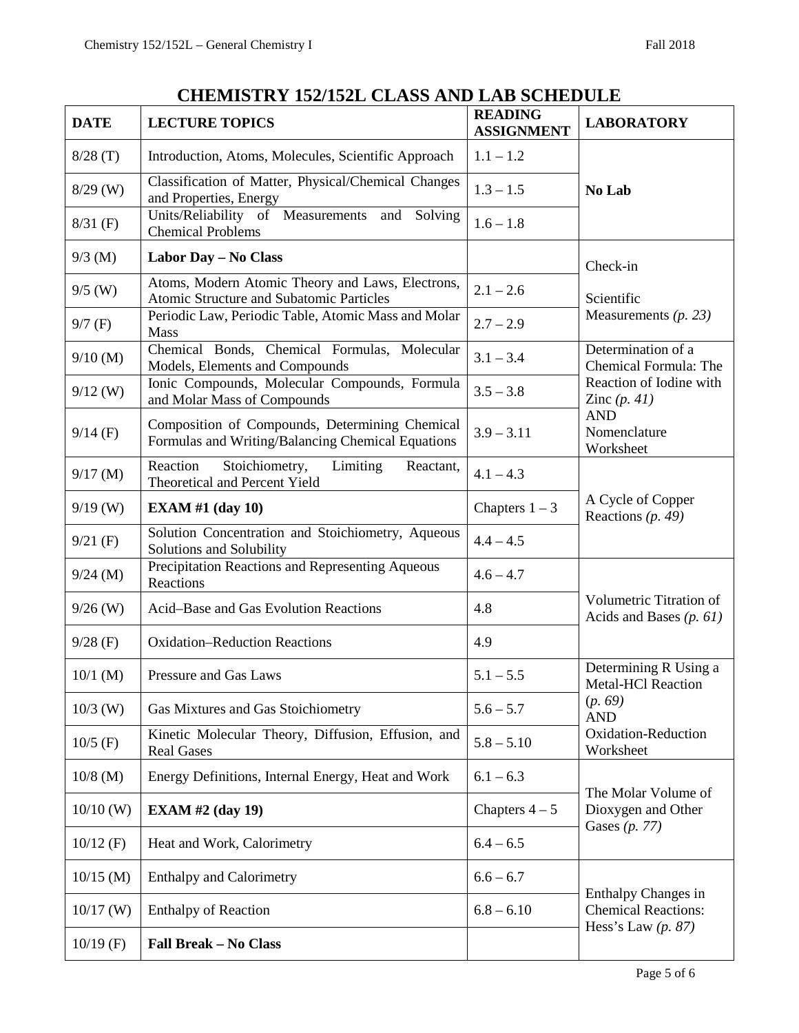# CHEMISTRY 152/152L CLASS AND LAB SCHEDULE

| DATE | LECTURE TOPICS | READING ASSIGNMENT | LABORATORY |
|---|---|---|---|
| 8/28 (T) | Introduction, Atoms, Molecules, Scientific Approach | 1.1 – 1.2 | **No Lab** |
| 8/29 (W) | Classification of Matter, Physical/Chemical Changes and Properties, Energy | 1.3 – 1.5 | |
| 8/31 (F) | Units/Reliability of Measurements and Solving Chemical Problems | 1.6 – 1.8 | |
| 9/3 (M) | **Labor Day – No Class** | | Check-in<br>Scientific Measurements *(p. 23)* |
| 9/5 (W) | Atoms, Modern Atomic Theory and Laws, Electrons, Atomic Structure and Subatomic Particles | 2.1 – 2.6 | |
| 9/7 (F) | Periodic Law, Periodic Table, Atomic Mass and Molar Mass | 2.7 – 2.9 | |
| 9/10 (M) | Chemical Bonds, Chemical Formulas, Molecular Models, Elements and Compounds | 3.1 – 3.4 | Determination of a Chemical Formula: The Reaction of Iodine with Zinc *(p. 41)*<br>AND<br>Nomenclature Worksheet |
| 9/12 (W) | Ionic Compounds, Molecular Compounds, Formula and Molar Mass of Compounds | 3.5 – 3.8 | |
| 9/14 (F) | Composition of Compounds, Determining Chemical Formulas and Writing/Balancing Chemical Equations | 3.9 – 3.11 | |
| 9/17 (M) | Reaction Stoichiometry, Limiting Reactant, Theoretical and Percent Yield | 4.1 – 4.3 | A Cycle of Copper Reactions *(p. 49)* |
| 9/19 (W) | **EXAM #1 (day 10)** | Chapters 1 – 3 | |
| 9/21 (F) | Solution Concentration and Stoichiometry, Aqueous Solutions and Solubility | 4.4 – 4.5 | |
| 9/24 (M) | Precipitation Reactions and Representing Aqueous Reactions | 4.6 – 4.7 | Volumetric Titration of Acids and Bases *(p. 61)* |
| 9/26 (W) | Acid–Base and Gas Evolution Reactions | 4.8 | |
| 9/28 (F) | Oxidation–Reduction Reactions | 4.9 | |
| 10/1 (M) | Pressure and Gas Laws | 5.1 – 5.5 | Determining R Using a Metal-HCl Reaction *(p. 69)*<br>AND<br>Oxidation-Reduction Worksheet |
| 10/3 (W) | Gas Mixtures and Gas Stoichiometry | 5.6 – 5.7 | |
| 10/5 (F) | Kinetic Molecular Theory, Diffusion, Effusion, and Real Gases | 5.8 – 5.10 | |
| 10/8 (M) | Energy Definitions, Internal Energy, Heat and Work | 6.1 – 6.3 | The Molar Volume of Dioxygen and Other Gases *(p. 77)* |
| 10/10 (W) | **EXAM #2 (day 19)** | Chapters 4 – 5 | |
| 10/12 (F) | Heat and Work, Calorimetry | 6.4 – 6.5 | |
| 10/15 (M) | Enthalpy and Calorimetry | 6.6 – 6.7 | Enthalpy Changes in Chemical Reactions: Hess's Law *(p. 87)* |
| 10/17 (W) | Enthalpy of Reaction | 6.8 – 6.10 | |
| 10/19 (F) | **Fall Break – No Class** | | |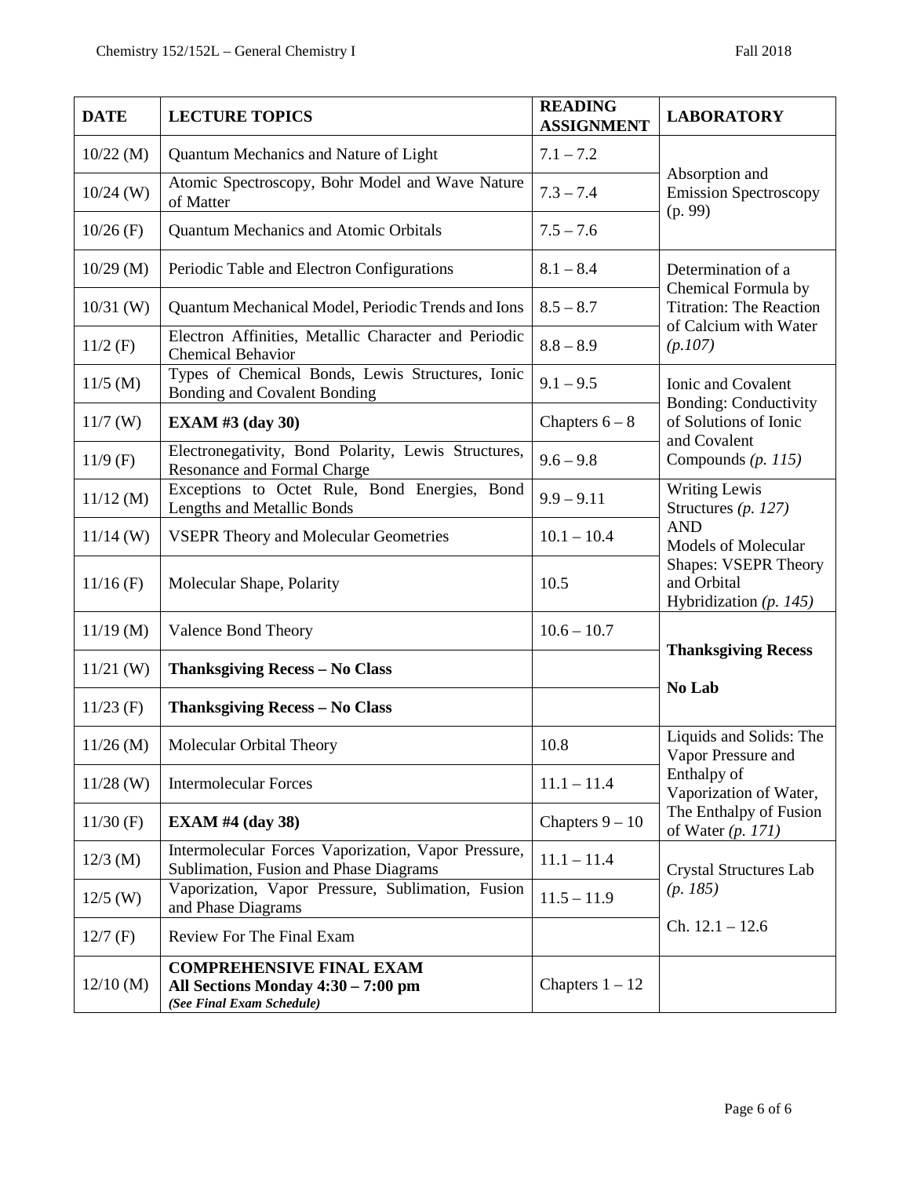| DATE | LECTURE TOPICS | READING ASSIGNMENT | LABORATORY |
|---|---|---|---|
| 10/22 (M) | Quantum Mechanics and Nature of Light | 7.1 – 7.2 | Absorption and Emission Spectroscopy (p. 99) |
| 10/24 (W) | Atomic Spectroscopy, Bohr Model and Wave Nature of Matter | 7.3 – 7.4 | |
| 10/26 (F) | Quantum Mechanics and Atomic Orbitals | 7.5 – 7.6 | |
| 10/29 (M) | Periodic Table and Electron Configurations | 8.1 – 8.4 | Determination of a Chemical Formula by Titration: The Reaction of Calcium with Water *(p.107)* |
| 10/31 (W) | Quantum Mechanical Model, Periodic Trends and Ions | 8.5 – 8.7 | |
| 11/2 (F) | Electron Affinities, Metallic Character and Periodic Chemical Behavior | 8.8 – 8.9 | |
| 11/5 (M) | Types of Chemical Bonds, Lewis Structures, Ionic Bonding and Covalent Bonding | 9.1 – 9.5 | Ionic and Covalent Bonding: Conductivity of Solutions of Ionic and Covalent Compounds *(p. 115)* |
| 11/7 (W) | **EXAM #3 (day 30)** | Chapters 6 – 8 | |
| 11/9 (F) | Electronegativity, Bond Polarity, Lewis Structures, Resonance and Formal Charge | 9.6 – 9.8 | |
| 11/12 (M) | Exceptions to Octet Rule, Bond Energies, Bond Lengths and Metallic Bonds | 9.9 – 9.11 | Writing Lewis Structures *(p. 127)* AND Models of Molecular Shapes: VSEPR Theory and Orbital Hybridization *(p. 145)* |
| 11/14 (W) | VSEPR Theory and Molecular Geometries | 10.1 – 10.4 | |
| 11/16 (F) | Molecular Shape, Polarity | 10.5 | |
| 11/19 (M) | Valence Bond Theory | 10.6 – 10.7 | **Thanksgiving Recess No Lab** |
| 11/21 (W) | **Thanksgiving Recess – No Class** | | |
| 11/23 (F) | **Thanksgiving Recess – No Class** | | |
| 11/26 (M) | Molecular Orbital Theory | 10.8 | Liquids and Solids: The Vapor Pressure and Enthalpy of Vaporization of Water, The Enthalpy of Fusion of Water *(p. 171)* |
| 11/28 (W) | Intermolecular Forces | 11.1 – 11.4 | |
| 11/30 (F) | **EXAM #4 (day 38)** | Chapters 9 – 10 | |
| 12/3 (M) | Intermolecular Forces Vaporization, Vapor Pressure, Sublimation, Fusion and Phase Diagrams | 11.1 – 11.4 | Crystal Structures Lab *(p. 185)* Ch. 12.1 – 12.6 |
| 12/5 (W) | Vaporization, Vapor Pressure, Sublimation, Fusion and Phase Diagrams | 11.5 – 11.9 | |
| 12/7 (F) | Review For The Final Exam | | |
| 12/10 (M) | **COMPREHENSIVE FINAL EXAM All Sections Monday 4:30 – 7:00 pm** ***(See Final Exam Schedule)*** | Chapters 1 – 12 | |